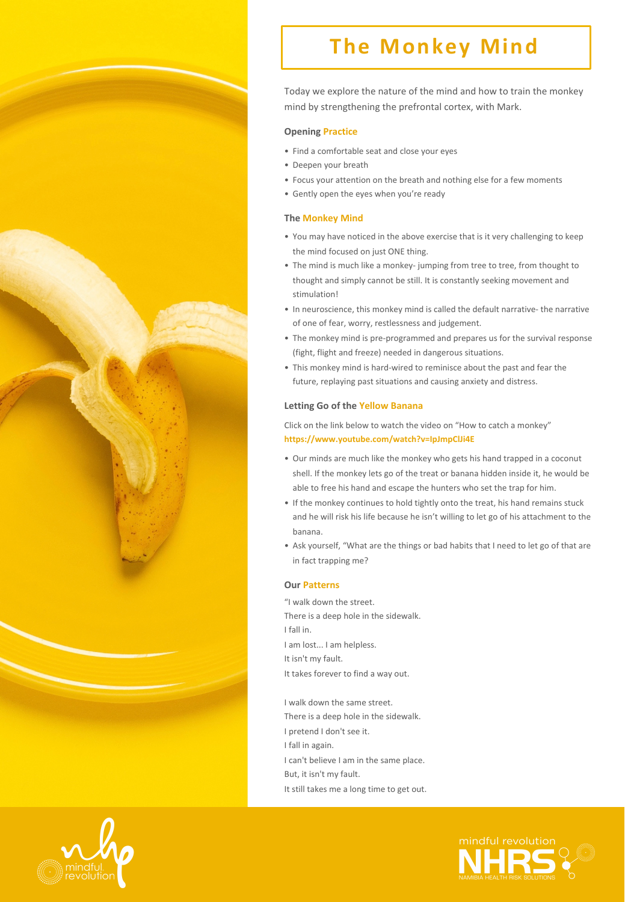# The Monkey Mind

Today we explore the nature of the mind and how to train the monkey mind by strengthening the prefrontal cortex, with Mark.

### Opening Practice

- Find a comfortable seat and close your eyes
- Deepen your breath
- Focus your attention on the breath and nothing else for a few moments
- Gently open the eyes when you're ready

### The Monkey Mind

- You may have noticed in the above exercise that is it very challenging to keep the mind focused on just ONE thing.
- The mind is much like a monkey- jumping from tree to tree, from thought to thought and simply cannot be still. It is constantly seeking movement and stimulation!
- In neuroscience, this monkey mind is called the default narrative- the narrative of one of fear, worry, restlessness and judgement.
- The monkey mind is pre-programmed and prepares us for the survival response (fight, flight and freeze) needed in dangerous situations.
- This monkey mind is hard-wired to reminisce about the past and fear the future, replaying past situations and causing anxiety and distress.

### Letting Go of the Yellow Banana

Click on the link below to watch the video on "How to catch a monkey"
**https://www.youtube.com/watch?v=IpJmpClJi4E**

- Our minds are much like the monkey who gets his hand trapped in a coconut shell. If the monkey lets go of the treat or banana hidden inside it, he would be able to free his hand and escape the hunters who set the trap for him.
- If the monkey continues to hold tightly onto the treat, his hand remains stuck and he will risk his life because he isn't willing to let go of his attachment to the banana.
- Ask yourself, "What are the things or bad habits that I need to let go of that are in fact trapping me?

### Our Patterns

"I walk down the street.
There is a deep hole in the sidewalk.
I fall in.
I am lost... I am helpless.
It isn't my fault.
It takes forever to find a way out.

I walk down the same street.
There is a deep hole in the sidewalk.
I pretend I don't see it.
I fall in again.
I can't believe I am in the same place.
But, it isn't my fault.
It still takes me a long time to get out.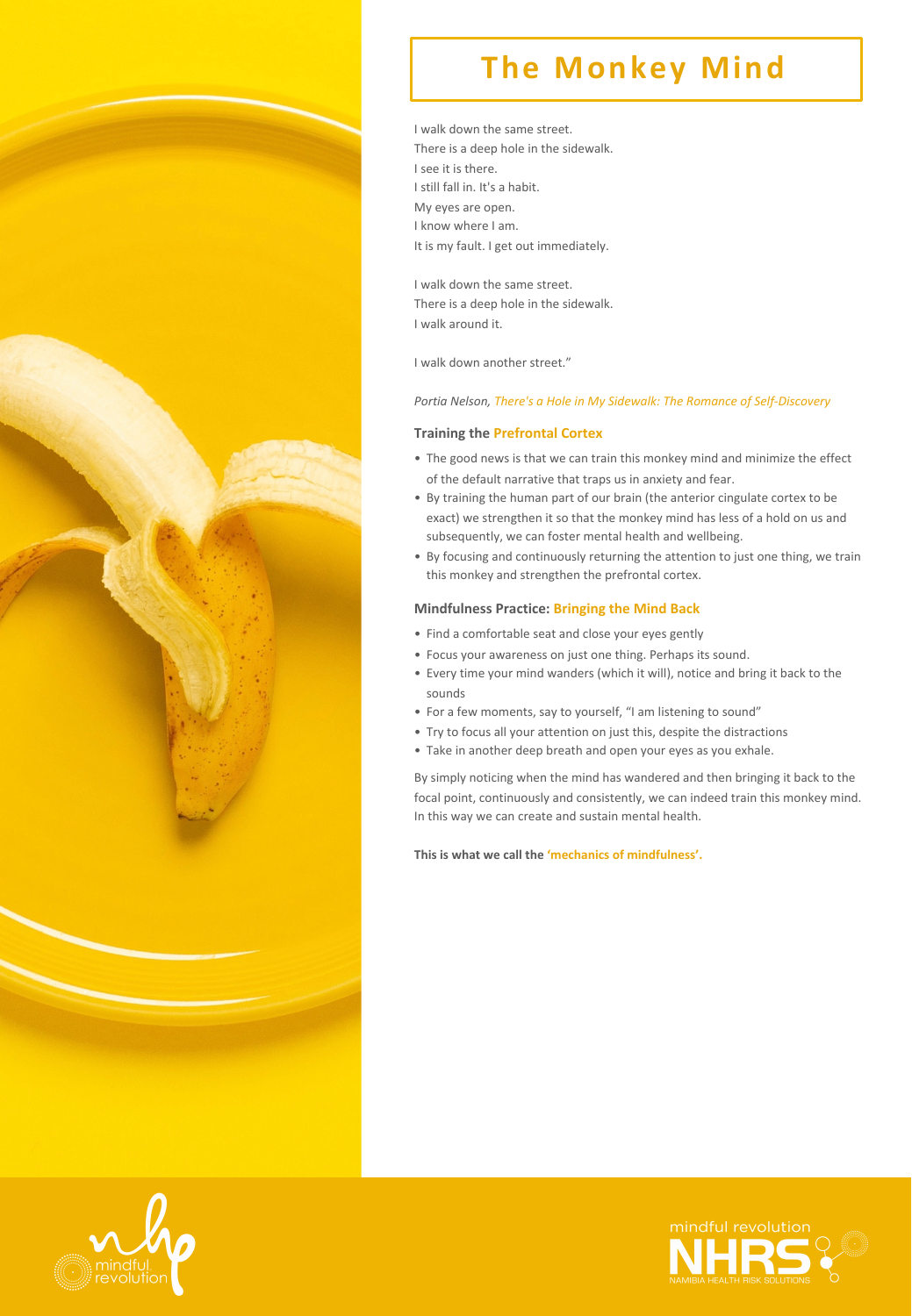# The Monkey Mind

I walk down the same street.
There is a deep hole in the sidewalk.
I see it is there.
I still fall in. It's a habit.
My eyes are open.
I know where I am.
It is my fault. I get out immediately.

I walk down the same street.
There is a deep hole in the sidewalk.
I walk around it.

I walk down another street."

*Portia Nelson, There's a Hole in My Sidewalk: The Romance of Self-Discovery*

### Training the Prefrontal Cortex

- The good news is that we can train this monkey mind and minimize the effect of the default narrative that traps us in anxiety and fear.
- By training the human part of our brain (the anterior cingulate cortex to be exact) we strengthen it so that the monkey mind has less of a hold on us and subsequently, we can foster mental health and wellbeing.
- By focusing and continuously returning the attention to just one thing, we train this monkey and strengthen the prefrontal cortex.

### Mindfulness Practice: Bringing the Mind Back

- Find a comfortable seat and close your eyes gently
- Focus your awareness on just one thing. Perhaps its sound.
- Every time your mind wanders (which it will), notice and bring it back to the sounds
- For a few moments, say to yourself, "I am listening to sound"
- Try to focus all your attention on just this, despite the distractions
- Take in another deep breath and open your eyes as you exhale.

By simply noticing when the mind has wandered and then bringing it back to the focal point, continuously and consistently, we can indeed train this monkey mind. In this way we can create and sustain mental health.

**This is what we call the 'mechanics of mindfulness'.**